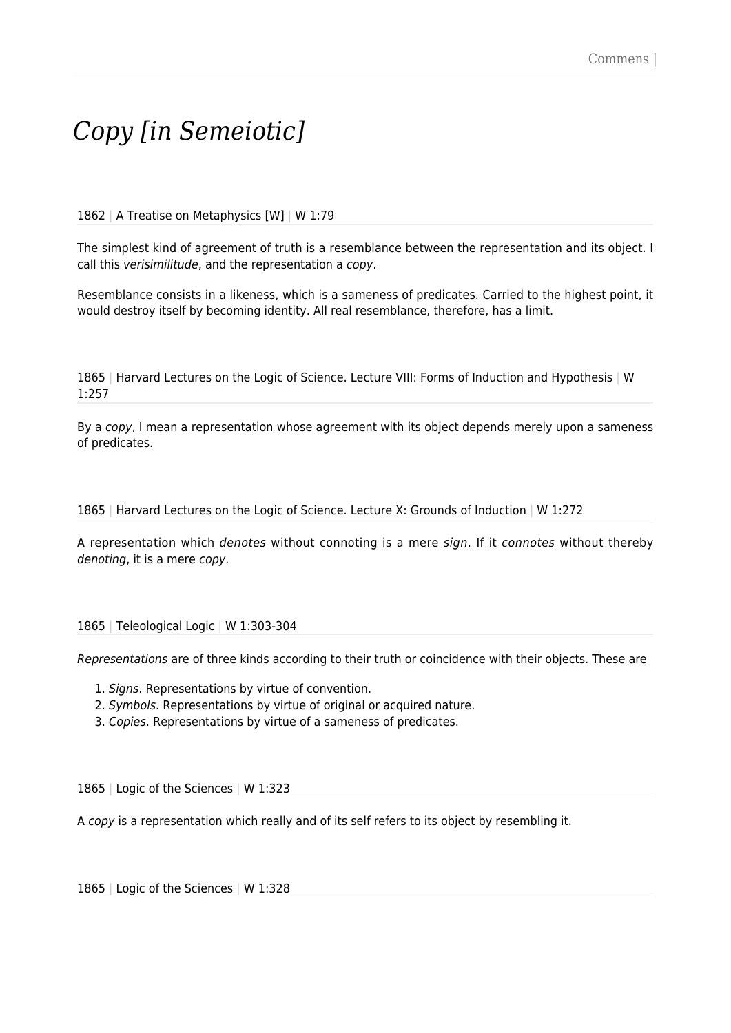# *Copy [in Semeiotic]*

1862 | A Treatise on Metaphysics [W] | W 1:79

The simplest kind of agreement of truth is a resemblance between the representation and its object. I call this *verisimilitude*, and the representation a *copy*.

Resemblance consists in a likeness, which is a sameness of predicates. Carried to the highest point, it would destroy itself by becoming identity. All real resemblance, therefore, has a limit.

1865 | Harvard Lectures on the Logic of Science. Lecture VIII: Forms of Induction and Hypothesis | W 1:257

By a *copy*, I mean a representation whose agreement with its object depends merely upon a sameness of predicates.

1865 | Harvard Lectures on the Logic of Science. Lecture X: Grounds of Induction | W 1:272

A representation which *denotes* without connoting is a mere *sign*. If it *connotes* without thereby *denoting*, it is a mere *copy*.

1865 | Teleological Logic | W 1:303-304

*Representations* are of three kinds according to their truth or coincidence with their objects. These are

1. *Signs*. Representations by virtue of convention.
2. *Symbols*. Representations by virtue of original or acquired nature.
3. *Copies*. Representations by virtue of a sameness of predicates.

1865 | Logic of the Sciences | W 1:323

A *copy* is a representation which really and of its self refers to its object by resembling it.

1865 | Logic of the Sciences | W 1:328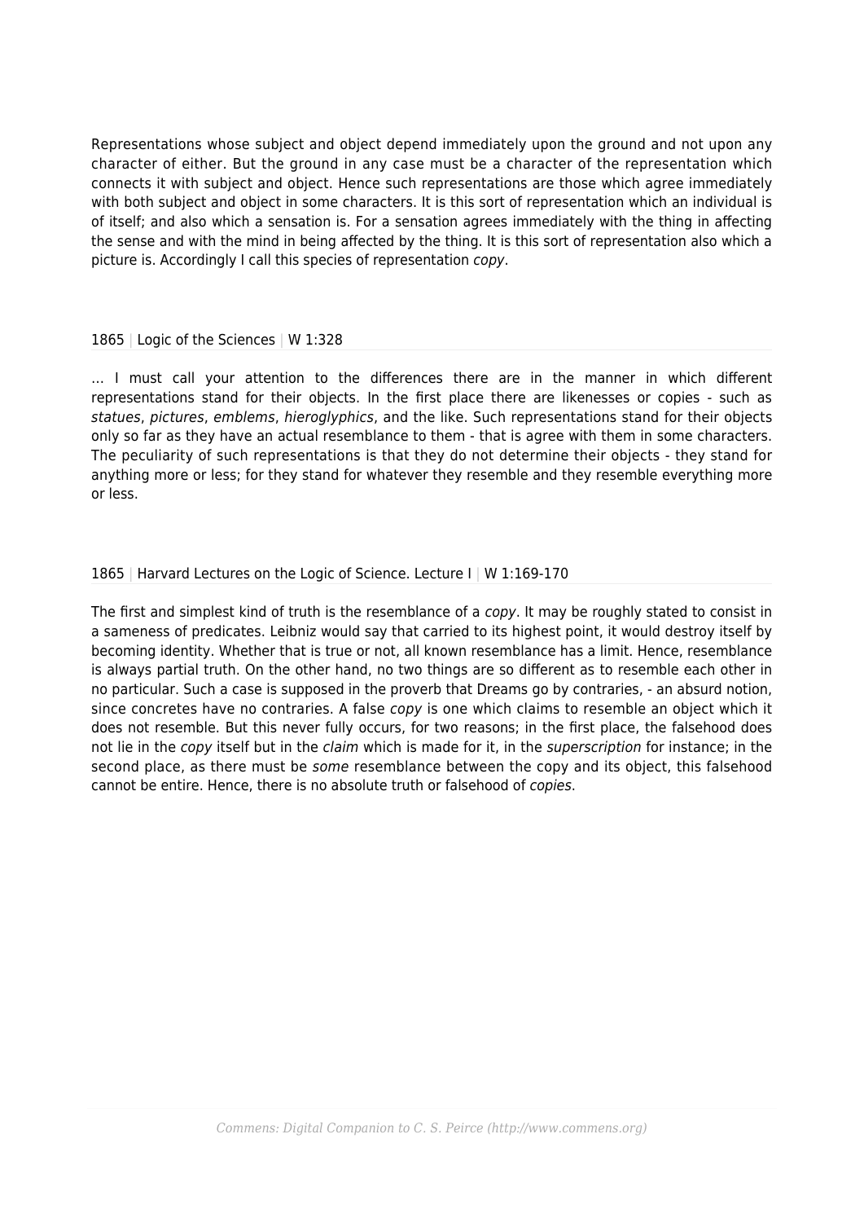Representations whose subject and object depend immediately upon the ground and not upon any character of either. But the ground in any case must be a character of the representation which connects it with subject and object. Hence such representations are those which agree immediately with both subject and object in some characters. It is this sort of representation which an individual is of itself; and also which a sensation is. For a sensation agrees immediately with the thing in affecting the sense and with the mind in being affected by the thing. It is this sort of representation also which a picture is. Accordingly I call this species of representation *copy*.

1865 | Logic of the Sciences | W 1:328

… I must call your attention to the differences there are in the manner in which different representations stand for their objects. In the first place there are likenesses or copies - such as *statues*, *pictures*, *emblems*, *hieroglyphics*, and the like. Such representations stand for their objects only so far as they have an actual resemblance to them - that is agree with them in some characters. The peculiarity of such representations is that they do not determine their objects - they stand for anything more or less; for they stand for whatever they resemble and they resemble everything more or less.

1865 | Harvard Lectures on the Logic of Science. Lecture I | W 1:169-170

The first and simplest kind of truth is the resemblance of a *copy*. It may be roughly stated to consist in a sameness of predicates. Leibniz would say that carried to its highest point, it would destroy itself by becoming identity. Whether that is true or not, all known resemblance has a limit. Hence, resemblance is always partial truth. On the other hand, no two things are so different as to resemble each other in no particular. Such a case is supposed in the proverb that Dreams go by contraries, - an absurd notion, since concretes have no contraries. A false *copy* is one which claims to resemble an object which it does not resemble. But this never fully occurs, for two reasons; in the first place, the falsehood does not lie in the *copy* itself but in the *claim* which is made for it, in the *superscription* for instance; in the second place, as there must be *some* resemblance between the copy and its object, this falsehood cannot be entire. Hence, there is no absolute truth or falsehood of *copies*.